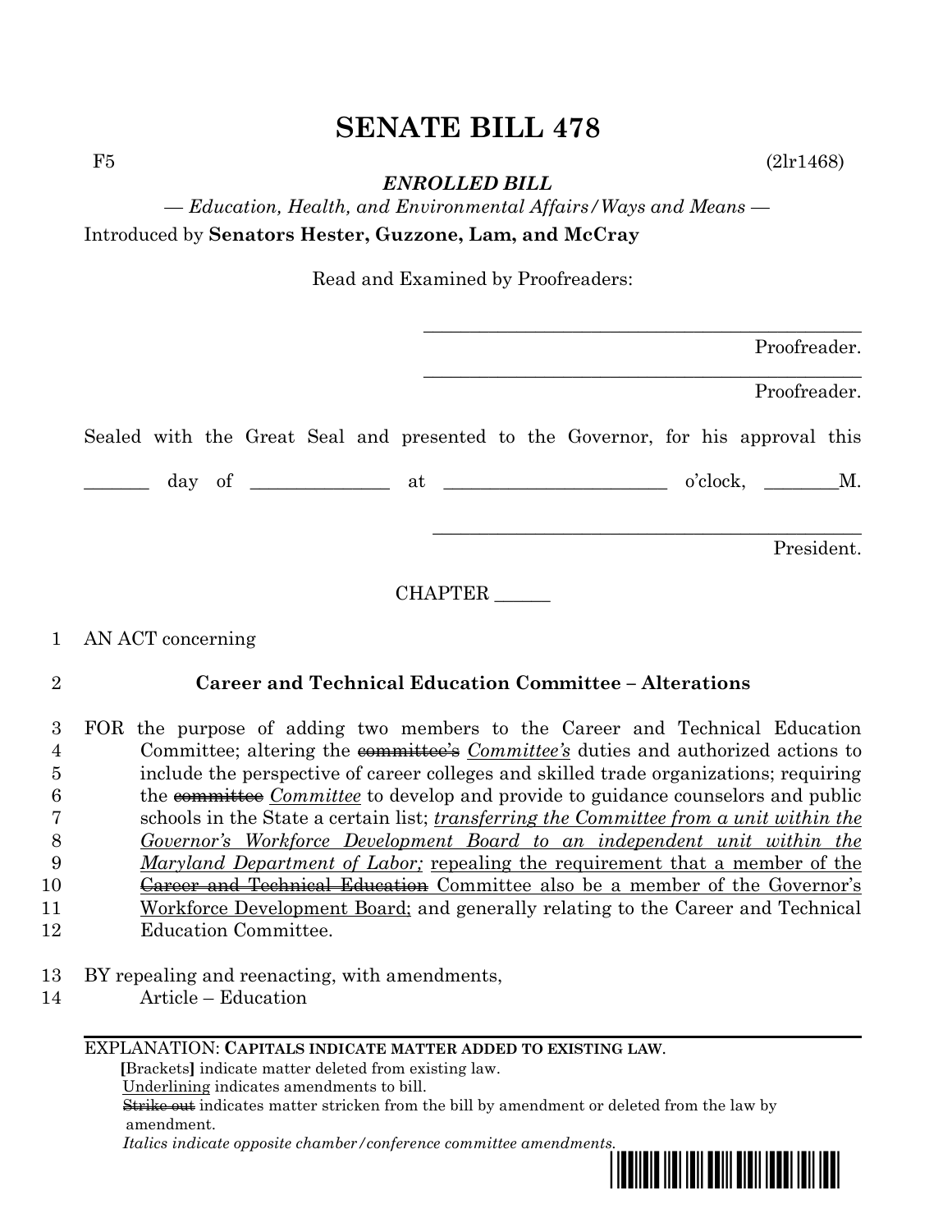# SENATE BILL 478

F5 (2lr1468)

***ENROLLED BILL***

*— Education, Health, and Environmental Affairs/Ways and Means —*

Introduced by **Senators Hester, Guzzone, Lam, and McCray**

Read and Examined by Proofreaders:

_______________________________________________ Proofreader.

_______________________________________________ Proofreader.

Sealed with the Great Seal and presented to the Governor, for his approval this

_______ day of ______________ at ________________________ o'clock, ________M.

_______________________________________________ President.

CHAPTER ______

1 AN ACT concerning

2 **Career and Technical Education Committee – Alterations**

3 FOR the purpose of adding two members to the Career and Technical Education
4 Committee; altering the ~~committee's~~ *Committee's* duties and authorized actions to
5 include the perspective of career colleges and skilled trade organizations; requiring
6 the ~~committee~~ *Committee* to develop and provide to guidance counselors and public
7 schools in the State a certain list; *transferring the Committee from a unit within the*
8 *Governor's Workforce Development Board to an independent unit within the*
9 *Maryland Department of Labor;* repealing the requirement that a member of the
10 ~~Career and Technical Education~~ Committee also be a member of the Governor's
11 Workforce Development Board; and generally relating to the Career and Technical
12 Education Committee.

13 BY repealing and reenacting, with amendments,
14 Article – Education

---

EXPLANATION: **CAPITALS INDICATE MATTER ADDED TO EXISTING LAW.**
**[**Brackets**]** indicate matter deleted from existing law.
Underlining indicates amendments to bill.
~~Strike out~~ indicates matter stricken from the bill by amendment or deleted from the law by amendment.
*Italics indicate opposite chamber/conference committee amendments.*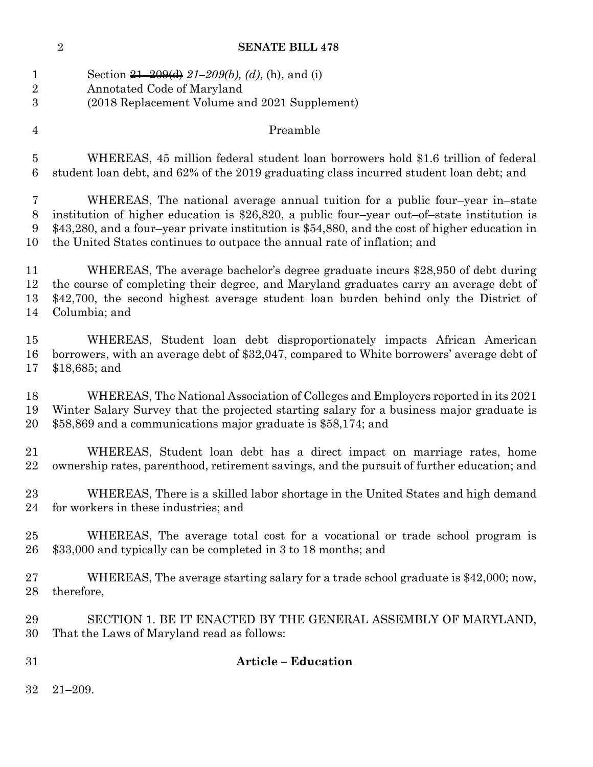Section ~~21–209(d)~~ *21–209(b), (d)*, (h), and (i)
Annotated Code of Maryland
(2018 Replacement Volume and 2021 Supplement)

Preamble

WHEREAS, 45 million federal student loan borrowers hold $1.6 trillion of federal student loan debt, and 62% of the 2019 graduating class incurred student loan debt; and

WHEREAS, The national average annual tuition for a public four–year in–state institution of higher education is $26,820, a public four–year out–of–state institution is $43,280, and a four–year private institution is $54,880, and the cost of higher education in the United States continues to outpace the annual rate of inflation; and

WHEREAS, The average bachelor's degree graduate incurs $28,950 of debt during the course of completing their degree, and Maryland graduates carry an average debt of $42,700, the second highest average student loan burden behind only the District of Columbia; and

WHEREAS, Student loan debt disproportionately impacts African American borrowers, with an average debt of $32,047, compared to White borrowers' average debt of $18,685; and

WHEREAS, The National Association of Colleges and Employers reported in its 2021 Winter Salary Survey that the projected starting salary for a business major graduate is $58,869 and a communications major graduate is $58,174; and

WHEREAS, Student loan debt has a direct impact on marriage rates, home ownership rates, parenthood, retirement savings, and the pursuit of further education; and

WHEREAS, There is a skilled labor shortage in the United States and high demand for workers in these industries; and

WHEREAS, The average total cost for a vocational or trade school program is $33,000 and typically can be completed in 3 to 18 months; and

WHEREAS, The average starting salary for a trade school graduate is $42,000; now, therefore,

SECTION 1. BE IT ENACTED BY THE GENERAL ASSEMBLY OF MARYLAND, That the Laws of Maryland read as follows:

**Article – Education**

21–209.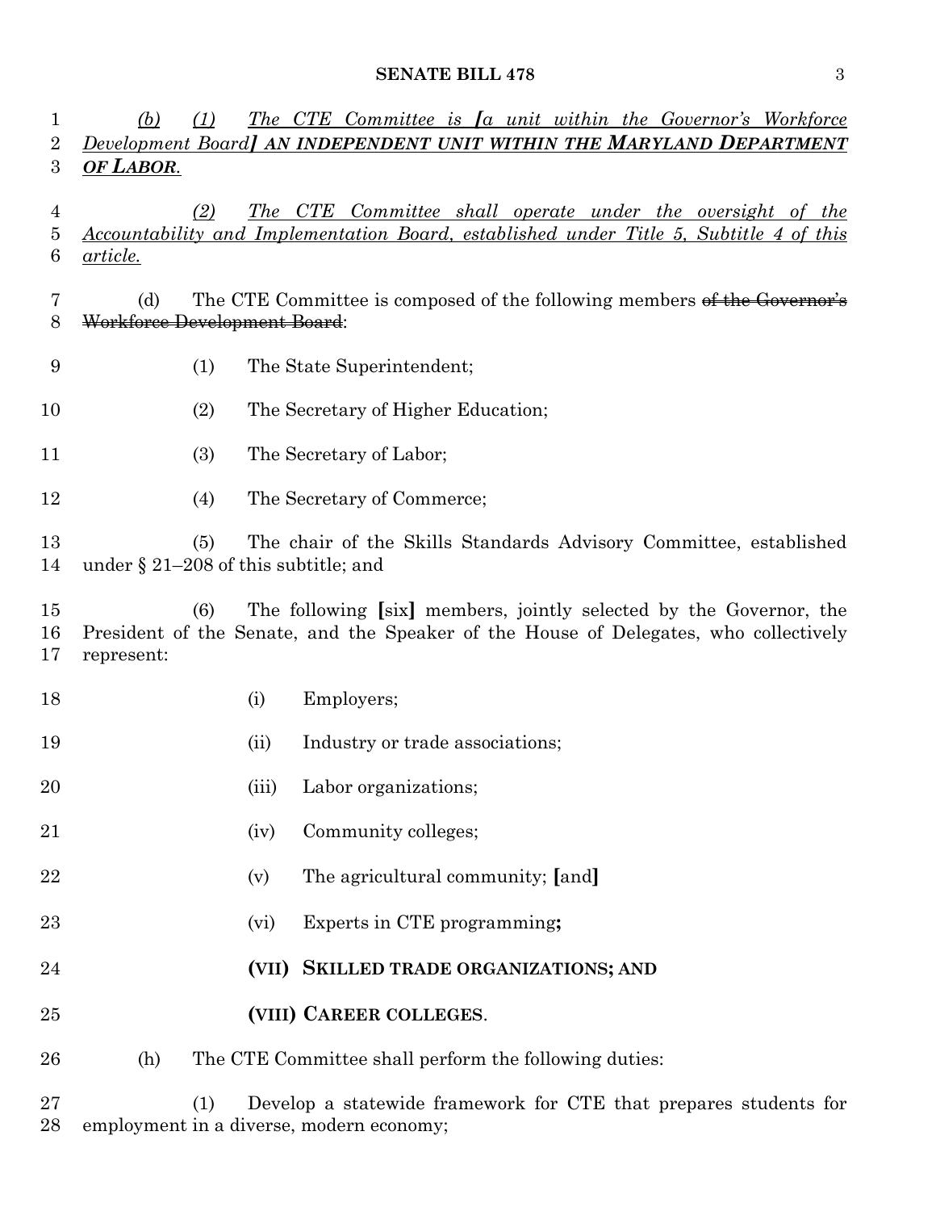(b) (1) The CTE Committee is [a unit within the Governor's Workforce Development Board] **AN INDEPENDENT UNIT WITHIN THE MARYLAND DEPARTMENT OF LABOR**.

(2) The CTE Committee shall operate under the oversight of the Accountability and Implementation Board, established under Title 5, Subtitle 4 of this article.

(d) The CTE Committee is composed of the following members ~~of the Governor's Workforce Development Board~~:

(1) The State Superintendent;

(2) The Secretary of Higher Education;

(3) The Secretary of Labor;

(4) The Secretary of Commerce;

(5) The chair of the Skills Standards Advisory Committee, established under § 21–208 of this subtitle; and

(6) The following [six] members, jointly selected by the Governor, the President of the Senate, and the Speaker of the House of Delegates, who collectively represent:

(i) Employers;

(ii) Industry or trade associations;

(iii) Labor organizations;

(iv) Community colleges;

(v) The agricultural community; [and]

(vi) Experts in CTE programming**;**

**(VII) SKILLED TRADE ORGANIZATIONS; AND**

**(VIII) CAREER COLLEGES**.

(h) The CTE Committee shall perform the following duties:

(1) Develop a statewide framework for CTE that prepares students for employment in a diverse, modern economy;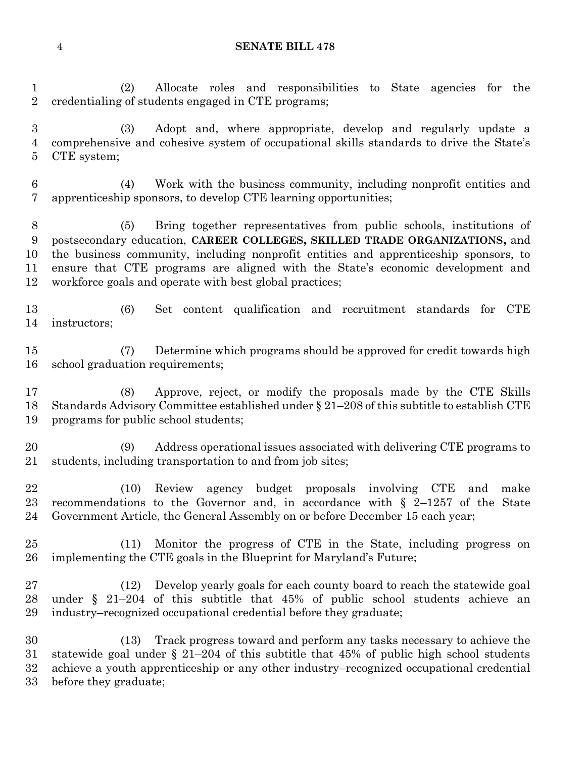(2) Allocate roles and responsibilities to State agencies for the credentialing of students engaged in CTE programs;

(3) Adopt and, where appropriate, develop and regularly update a comprehensive and cohesive system of occupational skills standards to drive the State's CTE system;

(4) Work with the business community, including nonprofit entities and apprenticeship sponsors, to develop CTE learning opportunities;

(5) Bring together representatives from public schools, institutions of postsecondary education, **CAREER COLLEGES, SKILLED TRADE ORGANIZATIONS,** and the business community, including nonprofit entities and apprenticeship sponsors, to ensure that CTE programs are aligned with the State's economic development and workforce goals and operate with best global practices;

(6) Set content qualification and recruitment standards for CTE instructors;

(7) Determine which programs should be approved for credit towards high school graduation requirements;

(8) Approve, reject, or modify the proposals made by the CTE Skills Standards Advisory Committee established under § 21–208 of this subtitle to establish CTE programs for public school students;

(9) Address operational issues associated with delivering CTE programs to students, including transportation to and from job sites;

(10) Review agency budget proposals involving CTE and make recommendations to the Governor and, in accordance with § 2–1257 of the State Government Article, the General Assembly on or before December 15 each year;

(11) Monitor the progress of CTE in the State, including progress on implementing the CTE goals in the Blueprint for Maryland's Future;

(12) Develop yearly goals for each county board to reach the statewide goal under § 21–204 of this subtitle that 45% of public school students achieve an industry–recognized occupational credential before they graduate;

(13) Track progress toward and perform any tasks necessary to achieve the statewide goal under § 21–204 of this subtitle that 45% of public high school students achieve a youth apprenticeship or any other industry–recognized occupational credential before they graduate;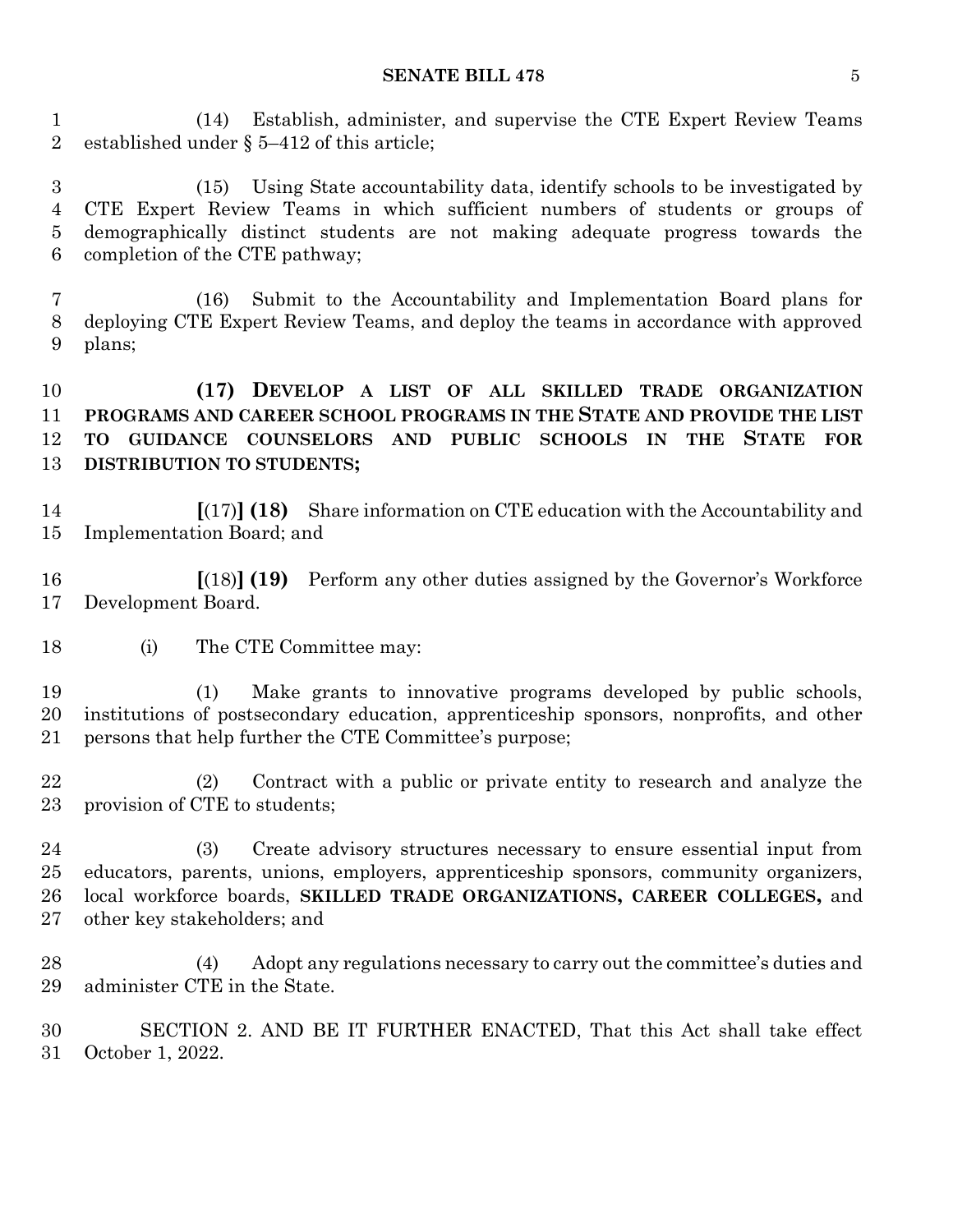(14) Establish, administer, and supervise the CTE Expert Review Teams established under § 5–412 of this article;

(15) Using State accountability data, identify schools to be investigated by CTE Expert Review Teams in which sufficient numbers of students or groups of demographically distinct students are not making adequate progress towards the completion of the CTE pathway;

(16) Submit to the Accountability and Implementation Board plans for deploying CTE Expert Review Teams, and deploy the teams in accordance with approved plans;

**(17) DEVELOP A LIST OF ALL SKILLED TRADE ORGANIZATION PROGRAMS AND CAREER SCHOOL PROGRAMS IN THE STATE AND PROVIDE THE LIST TO GUIDANCE COUNSELORS AND PUBLIC SCHOOLS IN THE STATE FOR DISTRIBUTION TO STUDENTS;**

**[**(17)**] (18)** Share information on CTE education with the Accountability and Implementation Board; and

**[**(18)**] (19)** Perform any other duties assigned by the Governor's Workforce Development Board.

(i) The CTE Committee may:

(1) Make grants to innovative programs developed by public schools, institutions of postsecondary education, apprenticeship sponsors, nonprofits, and other persons that help further the CTE Committee's purpose;

(2) Contract with a public or private entity to research and analyze the provision of CTE to students;

(3) Create advisory structures necessary to ensure essential input from educators, parents, unions, employers, apprenticeship sponsors, community organizers, local workforce boards, **SKILLED TRADE ORGANIZATIONS, CAREER COLLEGES,** and other key stakeholders; and

(4) Adopt any regulations necessary to carry out the committee's duties and administer CTE in the State.

SECTION 2. AND BE IT FURTHER ENACTED, That this Act shall take effect October 1, 2022.